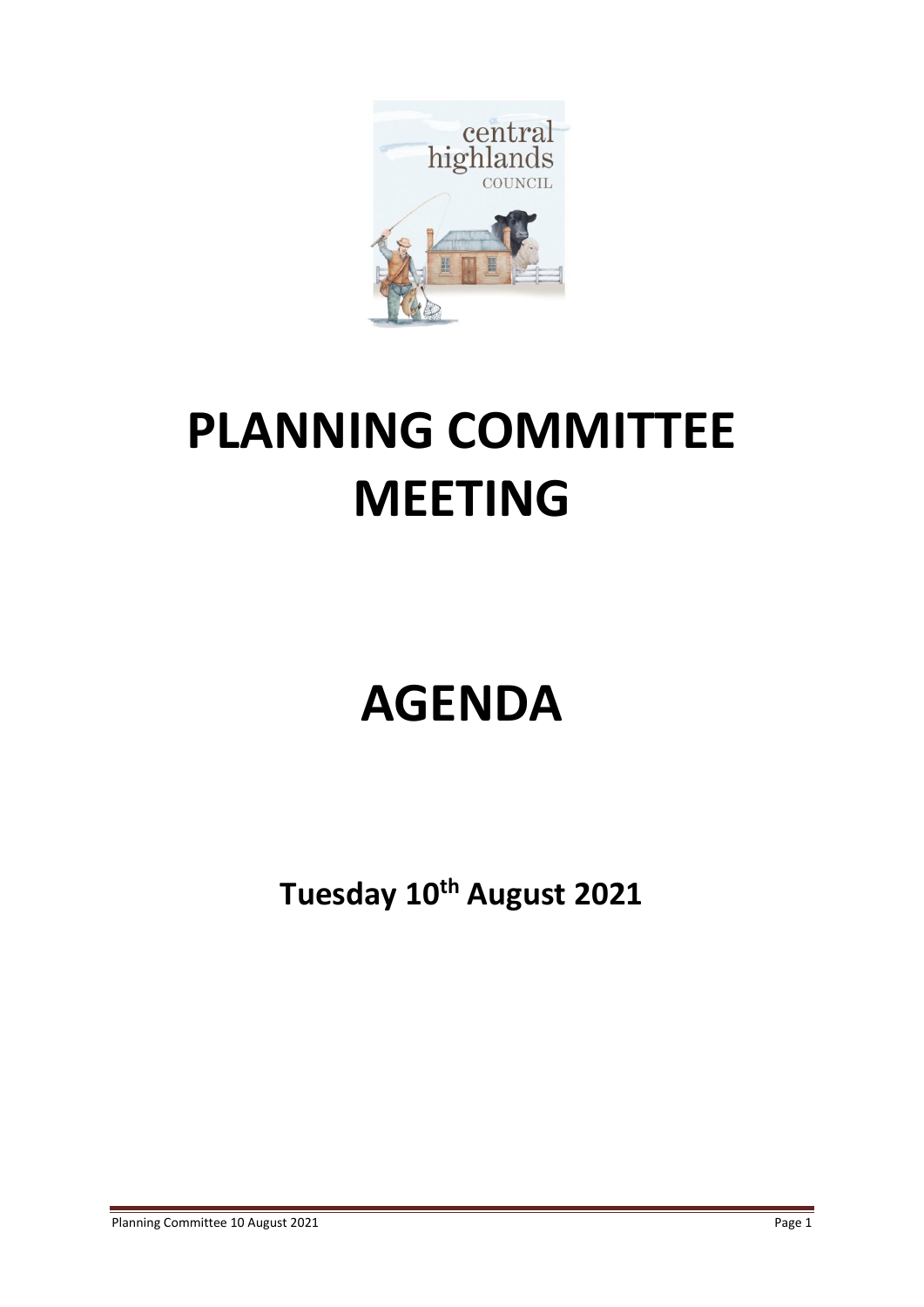# PLANNING COMMITTEE MEETING

# AGENDA

**Tuesday 10th August 2021**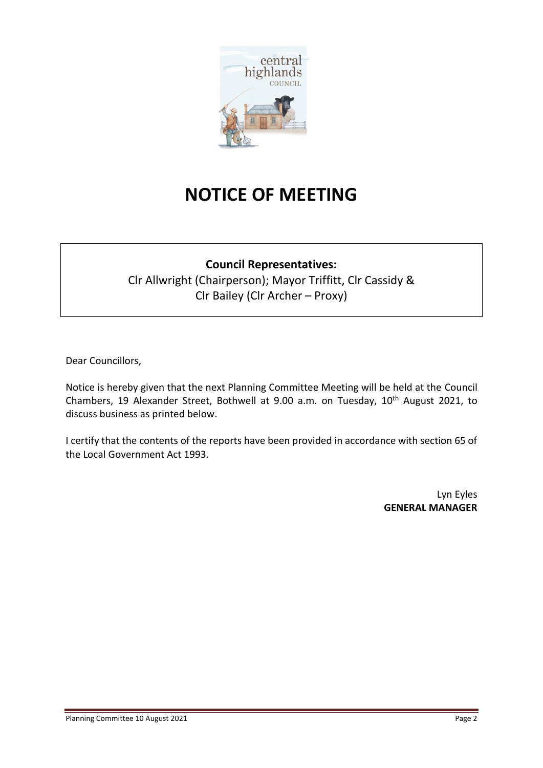# NOTICE OF MEETING

**Council Representatives:**
Clr Allwright (Chairperson); Mayor Triffitt, Clr Cassidy & Clr Bailey (Clr Archer – Proxy)

Dear Councillors,

Notice is hereby given that the next Planning Committee Meeting will be held at the Council Chambers, 19 Alexander Street, Bothwell at 9.00 a.m. on Tuesday, 10th August 2021, to discuss business as printed below.

I certify that the contents of the reports have been provided in accordance with section 65 of the Local Government Act 1993.

Lyn Eyles
**GENERAL MANAGER**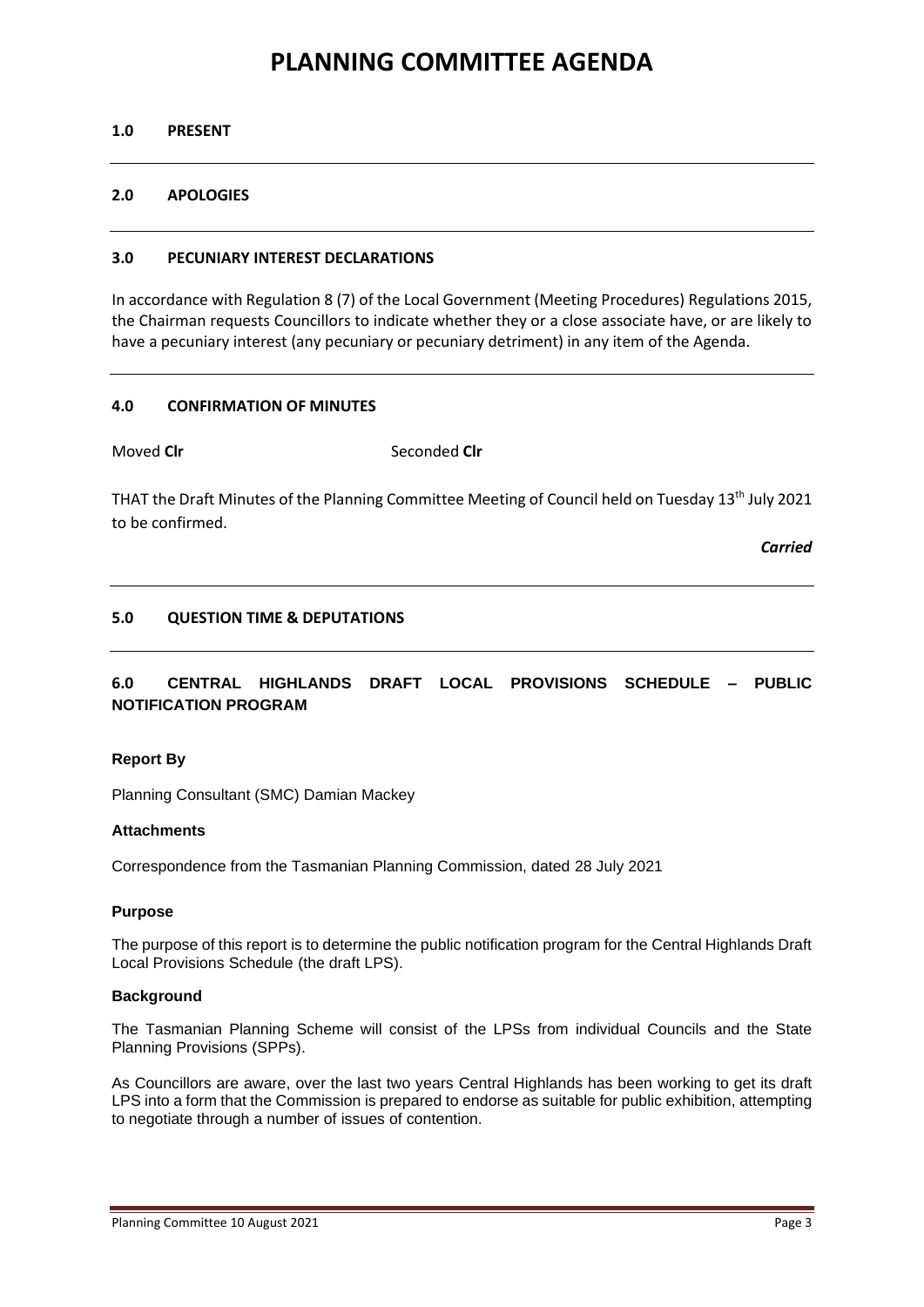# PLANNING COMMITTEE AGENDA

## 1.0 PRESENT

---

## 2.0 APOLOGIES

---

## 3.0 PECUNIARY INTEREST DECLARATIONS

In accordance with Regulation 8 (7) of the Local Government (Meeting Procedures) Regulations 2015, the Chairman requests Councillors to indicate whether they or a close associate have, or are likely to have a pecuniary interest (any pecuniary or pecuniary detriment) in any item of the Agenda.

---

## 4.0 CONFIRMATION OF MINUTES

Moved **Clr** Seconded **Clr**

THAT the Draft Minutes of the Planning Committee Meeting of Council held on Tuesday 13th July 2021 to be confirmed.

***Carried***

---

## 5.0 QUESTION TIME & DEPUTATIONS

---

## 6.0 CENTRAL HIGHLANDS DRAFT LOCAL PROVISIONS SCHEDULE – PUBLIC NOTIFICATION PROGRAM

### Report By

Planning Consultant (SMC) Damian Mackey

### Attachments

Correspondence from the Tasmanian Planning Commission, dated 28 July 2021

### Purpose

The purpose of this report is to determine the public notification program for the Central Highlands Draft Local Provisions Schedule (the draft LPS).

### Background

The Tasmanian Planning Scheme will consist of the LPSs from individual Councils and the State Planning Provisions (SPPs).

As Councillors are aware, over the last two years Central Highlands has been working to get its draft LPS into a form that the Commission is prepared to endorse as suitable for public exhibition, attempting to negotiate through a number of issues of contention.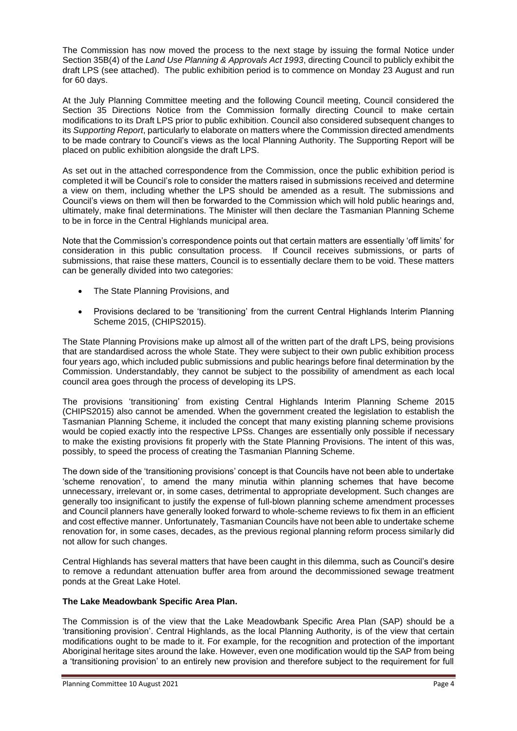The Commission has now moved the process to the next stage by issuing the formal Notice under Section 35B(4) of the *Land Use Planning & Approvals Act 1993*, directing Council to publicly exhibit the draft LPS (see attached). The public exhibition period is to commence on Monday 23 August and run for 60 days.

At the July Planning Committee meeting and the following Council meeting, Council considered the Section 35 Directions Notice from the Commission formally directing Council to make certain modifications to its Draft LPS prior to public exhibition. Council also considered subsequent changes to its *Supporting Report*, particularly to elaborate on matters where the Commission directed amendments to be made contrary to Council's views as the local Planning Authority. The Supporting Report will be placed on public exhibition alongside the draft LPS.

As set out in the attached correspondence from the Commission, once the public exhibition period is completed it will be Council's role to consider the matters raised in submissions received and determine a view on them, including whether the LPS should be amended as a result. The submissions and Council's views on them will then be forwarded to the Commission which will hold public hearings and, ultimately, make final determinations. The Minister will then declare the Tasmanian Planning Scheme to be in force in the Central Highlands municipal area.

Note that the Commission's correspondence points out that certain matters are essentially 'off limits' for consideration in this public consultation process. If Council receives submissions, or parts of submissions, that raise these matters, Council is to essentially declare them to be void. These matters can be generally divided into two categories:

- The State Planning Provisions, and
- Provisions declared to be 'transitioning' from the current Central Highlands Interim Planning Scheme 2015, (CHIPS2015).

The State Planning Provisions make up almost all of the written part of the draft LPS, being provisions that are standardised across the whole State. They were subject to their own public exhibition process four years ago, which included public submissions and public hearings before final determination by the Commission. Understandably, they cannot be subject to the possibility of amendment as each local council area goes through the process of developing its LPS.

The provisions 'transitioning' from existing Central Highlands Interim Planning Scheme 2015 (CHIPS2015) also cannot be amended. When the government created the legislation to establish the Tasmanian Planning Scheme, it included the concept that many existing planning scheme provisions would be copied exactly into the respective LPSs. Changes are essentially only possible if necessary to make the existing provisions fit properly with the State Planning Provisions. The intent of this was, possibly, to speed the process of creating the Tasmanian Planning Scheme.

The down side of the 'transitioning provisions' concept is that Councils have not been able to undertake 'scheme renovation', to amend the many minutia within planning schemes that have become unnecessary, irrelevant or, in some cases, detrimental to appropriate development. Such changes are generally too insignificant to justify the expense of full-blown planning scheme amendment processes and Council planners have generally looked forward to whole-scheme reviews to fix them in an efficient and cost effective manner. Unfortunately, Tasmanian Councils have not been able to undertake scheme renovation for, in some cases, decades, as the previous regional planning reform process similarly did not allow for such changes.

Central Highlands has several matters that have been caught in this dilemma, such as Council's desire to remove a redundant attenuation buffer area from around the decommissioned sewage treatment ponds at the Great Lake Hotel.

**The Lake Meadowbank Specific Area Plan.**

The Commission is of the view that the Lake Meadowbank Specific Area Plan (SAP) should be a 'transitioning provision'. Central Highlands, as the local Planning Authority, is of the view that certain modifications ought to be made to it. For example, for the recognition and protection of the important Aboriginal heritage sites around the lake. However, even one modification would tip the SAP from being a 'transitioning provision' to an entirely new provision and therefore subject to the requirement for full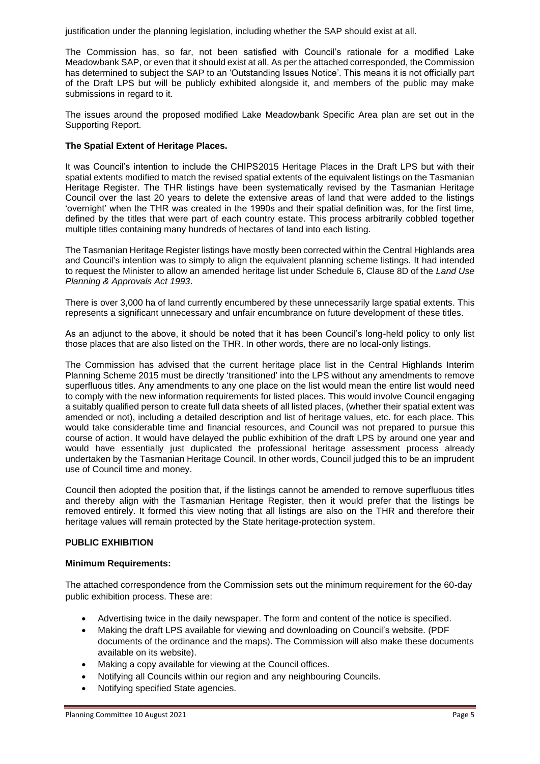justification under the planning legislation, including whether the SAP should exist at all.

The Commission has, so far, not been satisfied with Council's rationale for a modified Lake Meadowbank SAP, or even that it should exist at all. As per the attached corresponded, the Commission has determined to subject the SAP to an 'Outstanding Issues Notice'. This means it is not officially part of the Draft LPS but will be publicly exhibited alongside it, and members of the public may make submissions in regard to it.

The issues around the proposed modified Lake Meadowbank Specific Area plan are set out in the Supporting Report.

**The Spatial Extent of Heritage Places.**

It was Council's intention to include the CHIPS2015 Heritage Places in the Draft LPS but with their spatial extents modified to match the revised spatial extents of the equivalent listings on the Tasmanian Heritage Register. The THR listings have been systematically revised by the Tasmanian Heritage Council over the last 20 years to delete the extensive areas of land that were added to the listings 'overnight' when the THR was created in the 1990s and their spatial definition was, for the first time, defined by the titles that were part of each country estate. This process arbitrarily cobbled together multiple titles containing many hundreds of hectares of land into each listing.

The Tasmanian Heritage Register listings have mostly been corrected within the Central Highlands area and Council's intention was to simply to align the equivalent planning scheme listings. It had intended to request the Minister to allow an amended heritage list under Schedule 6, Clause 8D of the *Land Use Planning & Approvals Act 1993*.

There is over 3,000 ha of land currently encumbered by these unnecessarily large spatial extents. This represents a significant unnecessary and unfair encumbrance on future development of these titles.

As an adjunct to the above, it should be noted that it has been Council's long-held policy to only list those places that are also listed on the THR. In other words, there are no local-only listings.

The Commission has advised that the current heritage place list in the Central Highlands Interim Planning Scheme 2015 must be directly 'transitioned' into the LPS without any amendments to remove superfluous titles. Any amendments to any one place on the list would mean the entire list would need to comply with the new information requirements for listed places. This would involve Council engaging a suitably qualified person to create full data sheets of all listed places, (whether their spatial extent was amended or not), including a detailed description and list of heritage values, etc. for each place. This would take considerable time and financial resources, and Council was not prepared to pursue this course of action. It would have delayed the public exhibition of the draft LPS by around one year and would have essentially just duplicated the professional heritage assessment process already undertaken by the Tasmanian Heritage Council. In other words, Council judged this to be an imprudent use of Council time and money.

Council then adopted the position that, if the listings cannot be amended to remove superfluous titles and thereby align with the Tasmanian Heritage Register, then it would prefer that the listings be removed entirely. It formed this view noting that all listings are also on the THR and therefore their heritage values will remain protected by the State heritage-protection system.

## PUBLIC EXHIBITION

**Minimum Requirements:**

The attached correspondence from the Commission sets out the minimum requirement for the 60-day public exhibition process. These are:

- Advertising twice in the daily newspaper. The form and content of the notice is specified.
- Making the draft LPS available for viewing and downloading on Council's website. (PDF documents of the ordinance and the maps). The Commission will also make these documents available on its website).
- Making a copy available for viewing at the Council offices.
- Notifying all Councils within our region and any neighbouring Councils.
- Notifying specified State agencies.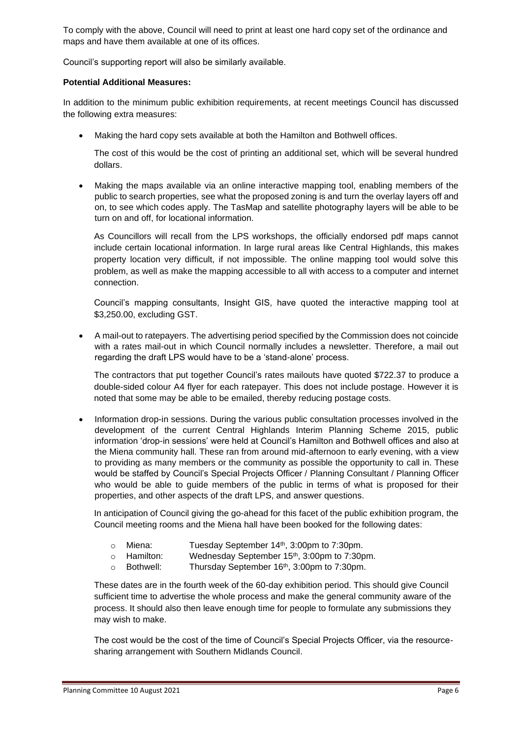To comply with the above, Council will need to print at least one hard copy set of the ordinance and maps and have them available at one of its offices.

Council's supporting report will also be similarly available.

**Potential Additional Measures:**

In addition to the minimum public exhibition requirements, at recent meetings Council has discussed the following extra measures:

- Making the hard copy sets available at both the Hamilton and Bothwell offices.

  The cost of this would be the cost of printing an additional set, which will be several hundred dollars.

- Making the maps available via an online interactive mapping tool, enabling members of the public to search properties, see what the proposed zoning is and turn the overlay layers off and on, to see which codes apply. The TasMap and satellite photography layers will be able to be turn on and off, for locational information.

  As Councillors will recall from the LPS workshops, the officially endorsed pdf maps cannot include certain locational information. In large rural areas like Central Highlands, this makes property location very difficult, if not impossible. The online mapping tool would solve this problem, as well as make the mapping accessible to all with access to a computer and internet connection.

  Council's mapping consultants, Insight GIS, have quoted the interactive mapping tool at $3,250.00, excluding GST.

- A mail-out to ratepayers. The advertising period specified by the Commission does not coincide with a rates mail-out in which Council normally includes a newsletter. Therefore, a mail out regarding the draft LPS would have to be a 'stand-alone' process.

  The contractors that put together Council's rates mailouts have quoted $722.37 to produce a double-sided colour A4 flyer for each ratepayer. This does not include postage. However it is noted that some may be able to be emailed, thereby reducing postage costs.

- Information drop-in sessions. During the various public consultation processes involved in the development of the current Central Highlands Interim Planning Scheme 2015, public information 'drop-in sessions' were held at Council's Hamilton and Bothwell offices and also at the Miena community hall. These ran from around mid-afternoon to early evening, with a view to providing as many members or the community as possible the opportunity to call in. These would be staffed by Council's Special Projects Officer / Planning Consultant / Planning Officer who would be able to guide members of the public in terms of what is proposed for their properties, and other aspects of the draft LPS, and answer questions.

  In anticipation of Council giving the go-ahead for this facet of the public exhibition program, the Council meeting rooms and the Miena hall have been booked for the following dates:

  - Miena: Tuesday September 14th, 3:00pm to 7:30pm.
  - Hamilton: Wednesday September 15th, 3:00pm to 7:30pm.
  - Bothwell: Thursday September 16th, 3:00pm to 7:30pm.

  These dates are in the fourth week of the 60-day exhibition period. This should give Council sufficient time to advertise the whole process and make the general community aware of the process. It should also then leave enough time for people to formulate any submissions they may wish to make.

  The cost would be the cost of the time of Council's Special Projects Officer, via the resource-sharing arrangement with Southern Midlands Council.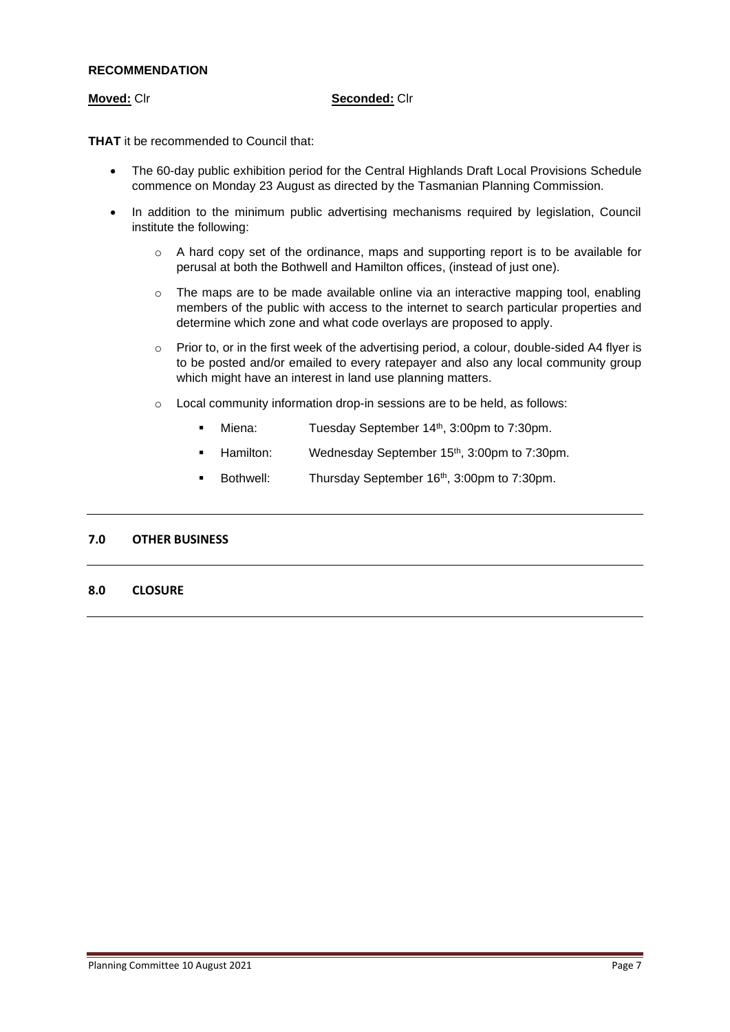**RECOMMENDATION**

**Moved:** Clr **Seconded:** Clr

**THAT** it be recommended to Council that:

- The 60-day public exhibition period for the Central Highlands Draft Local Provisions Schedule commence on Monday 23 August as directed by the Tasmanian Planning Commission.
- In addition to the minimum public advertising mechanisms required by legislation, Council institute the following:
    - A hard copy set of the ordinance, maps and supporting report is to be available for perusal at both the Bothwell and Hamilton offices, (instead of just one).
    - The maps are to be made available online via an interactive mapping tool, enabling members of the public with access to the internet to search particular properties and determine which zone and what code overlays are proposed to apply.
    - Prior to, or in the first week of the advertising period, a colour, double-sided A4 flyer is to be posted and/or emailed to every ratepayer and also any local community group which might have an interest in land use planning matters.
    - Local community information drop-in sessions are to be held, as follows:
        - Miena: Tuesday September 14th, 3:00pm to 7:30pm.
        - Hamilton: Wednesday September 15th, 3:00pm to 7:30pm.
        - Bothwell: Thursday September 16th, 3:00pm to 7:30pm.

## 7.0 OTHER BUSINESS

## 8.0 CLOSURE